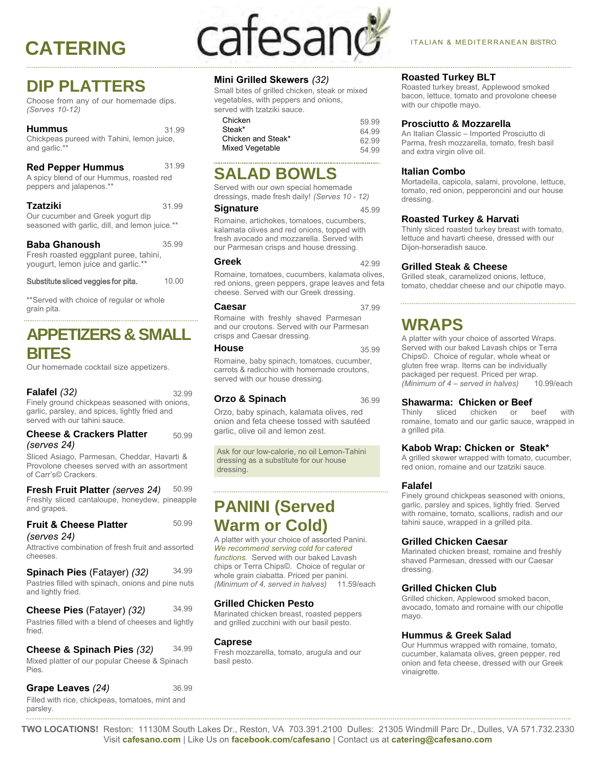# CATERING

cafesano

ITALIAN & MEDITERRANEAN BISTRO

## DIP PLATTERS

Choose from any of our homemade dips. *(Serves 10-12)*

**Hummus** 31.99
Chickpeas pureed with Tahini, lemon juice, and garlic.**

**Red Pepper Hummus** 31.99
A spicy blend of our Hummus, roasted red peppers and jalapenos.**

**Tzatziki** 31.99
Our cucumber and Greek yogurt dip seasoned with garlic, dill, and lemon juice.**

**Baba Ghanoush** 35.99
Fresh roasted eggplant puree, tahini, yougurt, lemon juice and garlic.**

Substitute sliced veggies for pita. 10.00

**Served with choice of regular or whole grain pita.

## APPETIZERS & SMALL BITES

Our homemade cocktail size appetizers.

**Falafel** *(32)* 32.99
Finely ground chickpeas seasoned with onions, garlic, parsley, and spices, lightly fried and served with our tahini sauce.

**Cheese & Crackers Platter** *(serves 24)* 50.99
Sliced Asiago, Parmesan, Cheddar, Havarti & Provolone cheeses served with an assortment of Carr's© Crackers.

**Fresh Fruit Platter** *(serves 24)* 50.99
Freshly sliced cantaloupe, honeydew, pineapple and grapes.

**Fruit & Cheese Platter** *(serves 24)* 50.99
Attractive combination of fresh fruit and assorted cheeses.

**Spinach Pies** (Fatayer) *(32)* 34.99
Pastries filled with spinach, onions and pine nuts and lightly fried.

**Cheese Pies** (Fatayer) *(32)* 34.99
Pastries filled with a blend of cheeses and lightly fried.

**Cheese & Spinach Pies** *(32)* 34.99
Mixed platter of our popular Cheese & Spinach Pies.

**Grape Leaves** *(24)* 36.99
Filled with rice, chickpeas, tomatoes, mint and parsley.

**Mini Grilled Skewers** *(32)*
Small bites of grilled chicken, steak or mixed vegetables, with peppers and onions, served with tzatziki sauce.

| | |
|---|---|
| Chicken | 59.99 |
| Steak* | 64.99 |
| Chicken and Steak* | 62.99 |
| Mixed Vegetable | 54.99 |

## SALAD BOWLS

Served with our own special homemade dressings, made fresh daily! *(Serves 10 - 12)*

**Signature** 45.99
Romaine, artichokes, tomatoes, cucumbers, kalamata olives and red onions, topped with fresh avocado and mozzarella. Served with our Parmesan crisps and house dressing.

**Greek** 42.99
Romaine, tomatoes, cucumbers, kalamata olives, red onions, green peppers, grape leaves and feta cheese. Served with our Greek dressing.

**Caesar** 37.99
Romaine with freshly shaved Parmesan and our croutons. Served with our Parmesan crisps and Caesar dressing.

**House** 35.99
Romaine, baby spinach, tomatoes, cucumber, carrots & radicchio with homemade croutons, served with our house dressing.

**Orzo & Spinach** 36.99
Orzo, baby spinach, kalamata olives, red onion and feta cheese tossed with sautéed garlic, olive oil and lemon zest.

Ask for our low-calorie, no oil Lemon-Tahini dressing as a substitute for our house dressing.

## PANINI (Served Warm or Cold)

A platter with your choice of assorted Panini. *We recommend serving cold for catered functions.* Served with our baked Lavash chips or Terra Chips©. Choice of regular or whole grain ciabatta. Priced per panini. *(Minimum of 4, served in halves)* 11.59/each

**Grilled Chicken Pesto**
Marinated chicken breast, roasted peppers and grilled zucchini with our basil pesto.

**Caprese**
Fresh mozzarella, tomato, arugula and our basil pesto.

**Roasted Turkey BLT**
Roasted turkey breast, Applewood smoked bacon, lettuce, tomato and provolone cheese with our chipotle mayo.

**Prosciutto & Mozzarella**
An Italian Classic – Imported Prosciutto di Parma, fresh mozzarella, tomato, fresh basil and extra virgin olive oil.

**Italian Combo**
Mortadella, capicola, salami, provolone, lettuce, tomato, red onion, pepperoncini and our house dressing.

**Roasted Turkey & Harvati**
Thinly sliced roasted turkey breast with tomato, lettuce and havarti cheese, dressed with our Dijon-horseradish sauce.

**Grilled Steak & Cheese**
Grilled steak, caramelized onions, lettuce, tomato, cheddar cheese and our chipotle mayo.

## WRAPS

A platter with your choice of assorted Wraps. Served with our baked Lavash chips or Terra Chips©. Choice of regular, whole wheat or gluten free wrap. Items can be individually packaged per request. Priced per wrap. *(Minimum of 4 – served in halves)* 10.99/each

**Shawarma: Chicken or Beef**
Thinly sliced chicken or beef with romaine, tomato and our garlic sauce, wrapped in a grilled pita.

**Kabob Wrap: Chicken or Steak***
A grilled skewer wrapped with tomato, cucumber, red onion, romaine and our tzatziki sauce.

**Falafel**
Finely ground chickpeas seasoned with onions, garlic, parsley and spices, lightly fried. Served with romaine, tomato, scallions, radish and our tahini sauce, wrapped in a grilled pita.

**Grilled Chicken Caesar**
Marinated chicken breast, romaine and freshly shaved Parmesan, dressed with our Caesar dressing.

**Grilled Chicken Club**
Grilled chicken, Applewood smoked bacon, avocado, tomato and romaine with our chipotle mayo.

**Hummus & Greek Salad**
Our Hummus wrapped with romaine, tomato, cucumber, kalamata olives, green pepper, red onion and feta cheese, dressed with our Greek vinaigrette.

**TWO LOCATIONS!** Reston: 11130M South Lakes Dr., Reston, VA 703.391.2100 Dulles: 21305 Windmill Parc Dr., Dulles, VA 571.732.2330
Visit **cafesano.com** | Like Us on **facebook.com/cafesano** | Contact us at **catering@cafesano.com**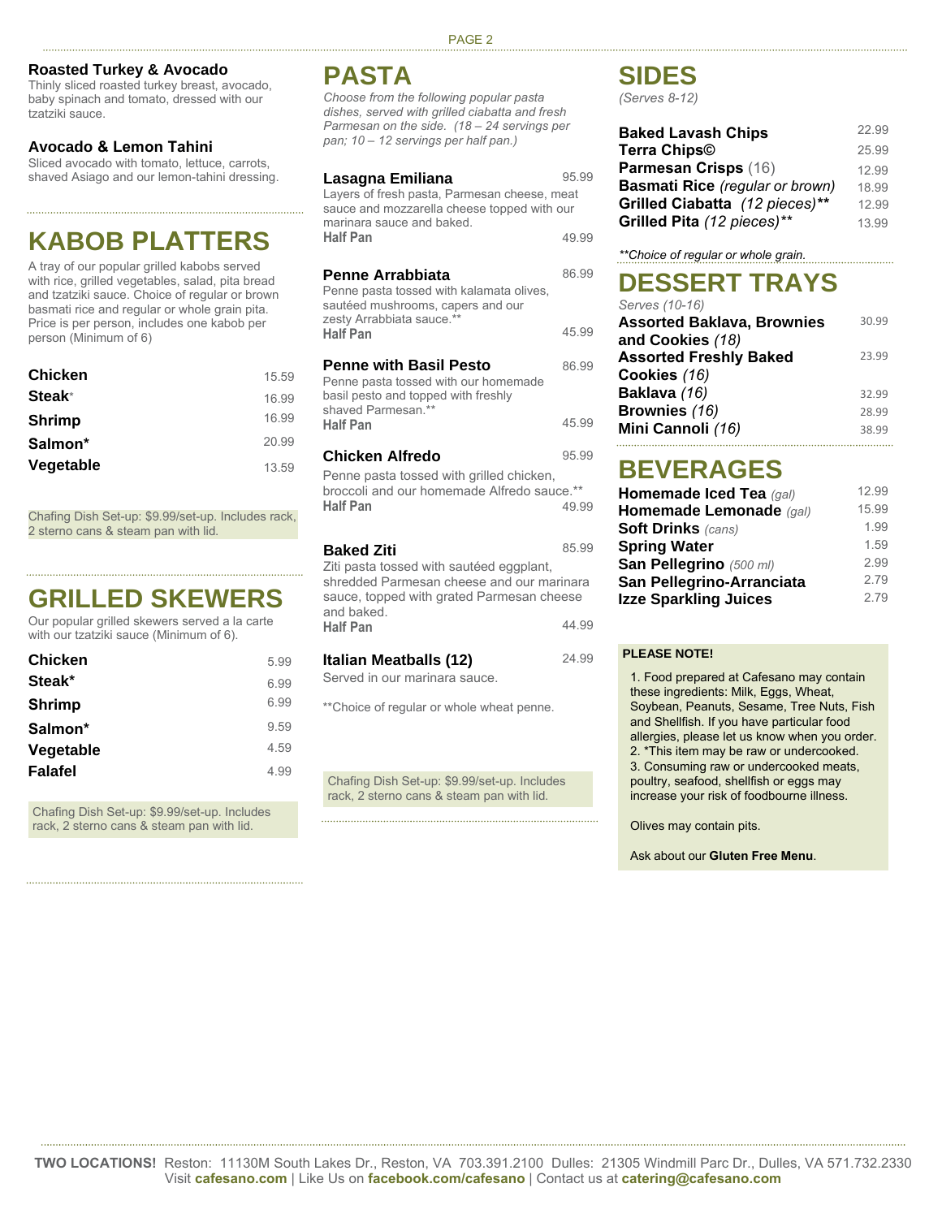**Roasted Turkey & Avocado**
Thinly sliced roasted turkey breast, avocado, baby spinach and tomato, dressed with our tzatziki sauce.

**Avocado & Lemon Tahini**
Sliced avocado with tomato, lettuce, carrots, shaved Asiago and our lemon-tahini dressing.

# KABOB PLATTERS

A tray of our popular grilled kabobs served with rice, grilled vegetables, salad, pita bread and tzatziki sauce. Choice of regular or brown basmati rice and regular or whole grain pita. Price is per person, includes one kabob per person (Minimum of 6)

| | |
|---|---|
| **Chicken** | 15.59 |
| **Steak*** | 16.99 |
| **Shrimp** | 16.99 |
| **Salmon*** | 20.99 |
| **Vegetable** | 13.59 |

Chafing Dish Set-up: $9.99/set-up. Includes rack, 2 sterno cans & steam pan with lid.

# GRILLED SKEWERS

Our popular grilled skewers served a la carte with our tzatziki sauce (Minimum of 6).

| | |
|---|---|
| **Chicken** | 5.99 |
| **Steak*** | 6.99 |
| **Shrimp** | 6.99 |
| **Salmon*** | 9.59 |
| **Vegetable** | 4.59 |
| **Falafel** | 4.99 |

Chafing Dish Set-up: $9.99/set-up. Includes rack, 2 sterno cans & steam pan with lid.

# PASTA

*Choose from the following popular pasta dishes, served with grilled ciabatta and fresh Parmesan on the side. (18 – 24 servings per pan; 10 – 12 servings per half pan.)*

**Lasagna Emiliana** — 95.99
Layers of fresh pasta, Parmesan cheese, meat sauce and mozzarella cheese topped with our marinara sauce and baked.
**Half Pan** — 49.99

**Penne Arrabbiata** — 86.99
Penne pasta tossed with kalamata olives, sautéed mushrooms, capers and our zesty Arrabbiata sauce.**
**Half Pan** — 45.99

**Penne with Basil Pesto** — 86.99
Penne pasta tossed with our homemade basil pesto and topped with freshly shaved Parmesan.**
**Half Pan** — 45.99

**Chicken Alfredo** — 95.99
Penne pasta tossed with grilled chicken, broccoli and our homemade Alfredo sauce.**
**Half Pan** — 49.99

**Baked Ziti** — 85.99
Ziti pasta tossed with sautéed eggplant, shredded Parmesan cheese and our marinara sauce, topped with grated Parmesan cheese and baked.
**Half Pan** — 44.99

**Italian Meatballs (12)** — 24.99
Served in our marinara sauce.

**Choice of regular or whole wheat penne.

Chafing Dish Set-up: $9.99/set-up. Includes rack, 2 sterno cans & steam pan with lid.

# SIDES

*(Serves 8-12)*

| | |
|---|---|
| **Baked Lavash Chips** | 22.99 |
| **Terra Chips©** | 25.99 |
| **Parmesan Crisps** (16) | 12.99 |
| **Basmati Rice** *(regular or brown)* | 18.99 |
| **Grilled Ciabatta** *(12 pieces)*** | 12.99 |
| **Grilled Pita** *(12 pieces)*** | 13.99 |

*\*\*Choice of regular or whole grain.*

# DESSERT TRAYS

*Serves (10-16)*

| | |
|---|---|
| **Assorted Baklava, Brownies and Cookies** *(18)* | 30.99 |
| **Assorted Freshly Baked Cookies** *(16)* | 23.99 |
| **Baklava** *(16)* | 32.99 |
| **Brownies** *(16)* | 28.99 |
| **Mini Cannoli** *(16)* | 38.99 |

# BEVERAGES

| | |
|---|---|
| **Homemade Iced Tea** *(gal)* | 12.99 |
| **Homemade Lemonade** *(gal)* | 15.99 |
| **Soft Drinks** *(cans)* | 1.99 |
| **Spring Water** | 1.59 |
| **San Pellegrino** *(500 ml)* | 2.99 |
| **San Pellegrino-Arranciata** | 2.79 |
| **Izze Sparkling Juices** | 2.79 |

**PLEASE NOTE!**

1. Food prepared at Cafesano may contain these ingredients: Milk, Eggs, Wheat, Soybean, Peanuts, Sesame, Tree Nuts, Fish and Shellfish. If you have particular food allergies, please let us know when you order.
2. *This item may be raw or undercooked.
3. Consuming raw or undercooked meats, poultry, seafood, shellfish or eggs may increase your risk of foodbourne illness.

Olives may contain pits.

Ask about our **Gluten Free Menu**.

**TWO LOCATIONS!** Reston: 11130M South Lakes Dr., Reston, VA 703.391.2100 Dulles: 21305 Windmill Parc Dr., Dulles, VA 571.732.2330
Visit **cafesano.com** | Like Us on **facebook.com/cafesano** | Contact us at **catering@cafesano.com**